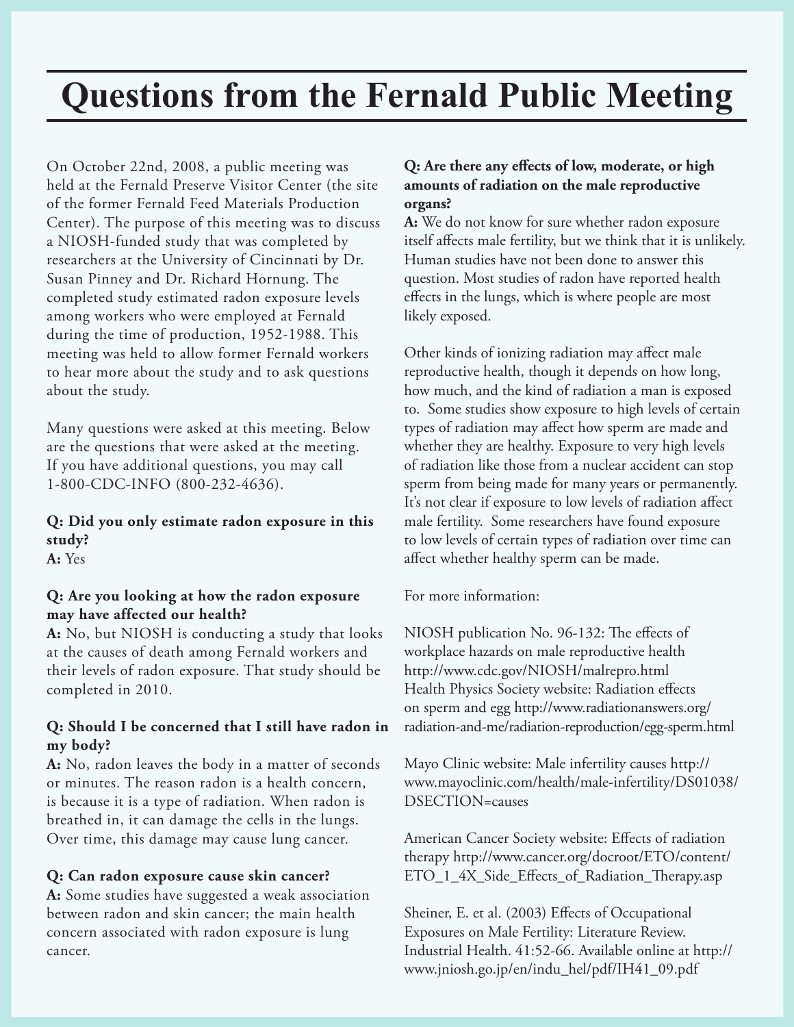# Questions from the Fernald Public Meeting

On October 22nd, 2008, a public meeting was held at the Fernald Preserve Visitor Center (the site of the former Fernald Feed Materials Production Center). The purpose of this meeting was to discuss a NIOSH-funded study that was completed by researchers at the University of Cincinnati by Dr. Susan Pinney and Dr. Richard Hornung. The completed study estimated radon exposure levels among workers who were employed at Fernald during the time of production, 1952-1988. This meeting was held to allow former Fernald workers to hear more about the study and to ask questions about the study.

Many questions were asked at this meeting. Below are the questions that were asked at the meeting. If you have additional questions, you may call 1-800-CDC-INFO (800-232-4636).

**Q: Did you only estimate radon exposure in this study?**
**A:** Yes

**Q: Are you looking at how the radon exposure may have affected our health?**
**A:** No, but NIOSH is conducting a study that looks at the causes of death among Fernald workers and their levels of radon exposure. That study should be completed in 2010.

**Q: Should I be concerned that I still have radon in my body?**
**A:** No, radon leaves the body in a matter of seconds or minutes. The reason radon is a health concern, is because it is a type of radiation. When radon is breathed in, it can damage the cells in the lungs. Over time, this damage may cause lung cancer.

**Q: Can radon exposure cause skin cancer?**
**A:** Some studies have suggested a weak association between radon and skin cancer; the main health concern associated with radon exposure is lung cancer.

**Q: Are there any effects of low, moderate, or high amounts of radiation on the male reproductive organs?**
**A:** We do not know for sure whether radon exposure itself affects male fertility, but we think that it is unlikely. Human studies have not been done to answer this question. Most studies of radon have reported health effects in the lungs, which is where people are most likely exposed.

Other kinds of ionizing radiation may affect male reproductive health, though it depends on how long, how much, and the kind of radiation a man is exposed to. Some studies show exposure to high levels of certain types of radiation may affect how sperm are made and whether they are healthy. Exposure to very high levels of radiation like those from a nuclear accident can stop sperm from being made for many years or permanently. It's not clear if exposure to low levels of radiation affect male fertility. Some researchers have found exposure to low levels of certain types of radiation over time can affect whether healthy sperm can be made.

For more information:

NIOSH publication No. 96-132: The effects of workplace hazards on male reproductive health http://www.cdc.gov/NIOSH/malrepro.html
Health Physics Society website: Radiation effects on sperm and egg http://www.radiationanswers.org/radiation-and-me/radiation-reproduction/egg-sperm.html

Mayo Clinic website: Male infertility causes http://www.mayoclinic.com/health/male-infertility/DS01038/DSECTION=causes

American Cancer Society website: Effects of radiation therapy http://www.cancer.org/docroot/ETO/content/ETO_1_4X_Side_Effects_of_Radiation_Therapy.asp

Sheiner, E. et al. (2003) Effects of Occupational Exposures on Male Fertility: Literature Review. Industrial Health. 41:52-66. Available online at http://www.jniosh.go.jp/en/indu_hel/pdf/IH41_09.pdf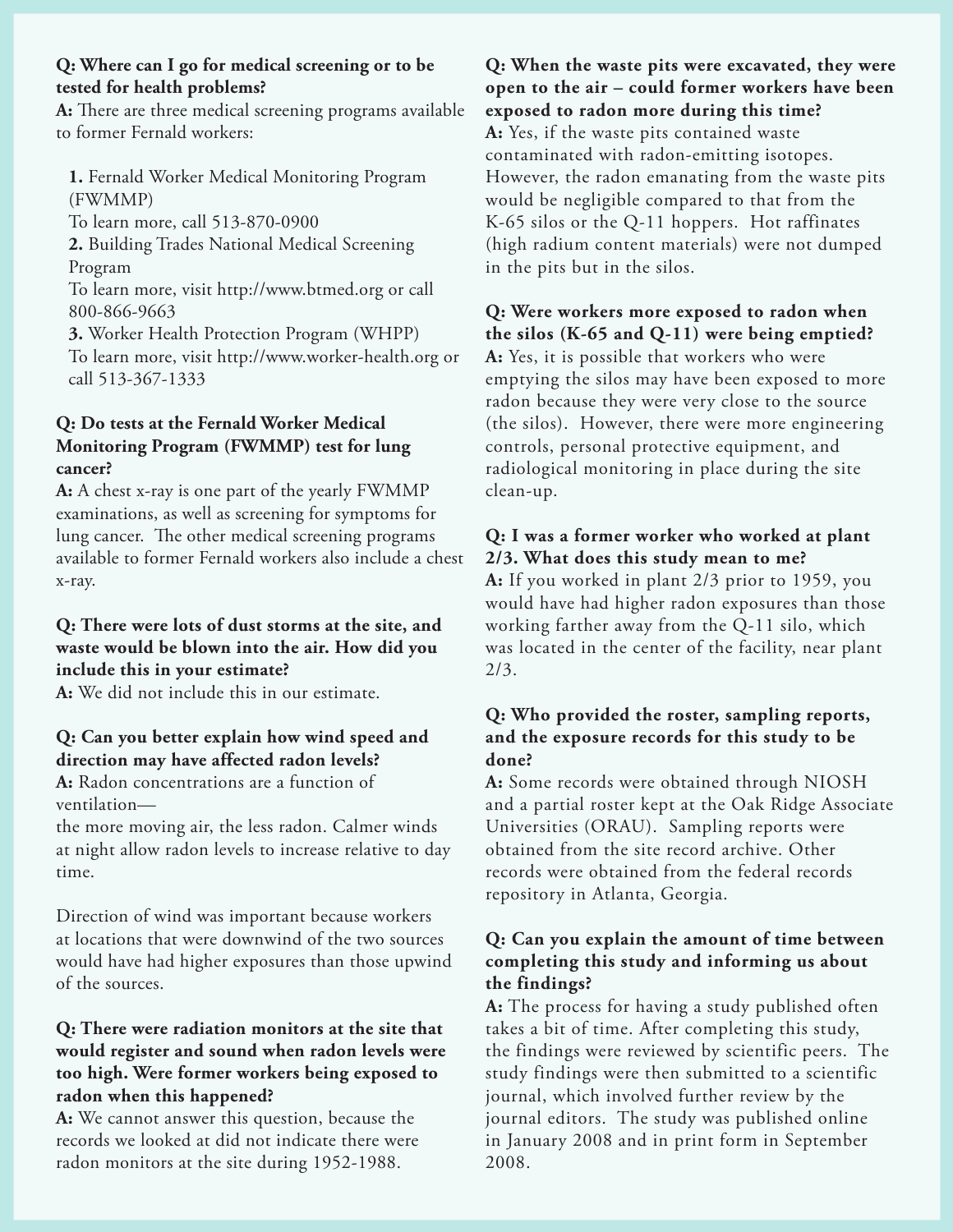**Q: Where can I go for medical screening or to be tested for health problems?**
**A:** There are three medical screening programs available to former Fernald workers:

1. Fernald Worker Medical Monitoring Program (FWMMP)
   To learn more, call 513-870-0900
2. Building Trades National Medical Screening Program
   To learn more, visit http://www.btmed.org or call 800-866-9663
3. Worker Health Protection Program (WHPP)
   To learn more, visit http://www.worker-health.org or call 513-367-1333

**Q: Do tests at the Fernald Worker Medical Monitoring Program (FWMMP) test for lung cancer?**
**A:** A chest x-ray is one part of the yearly FWMMP examinations, as well as screening for symptoms for lung cancer. The other medical screening programs available to former Fernald workers also include a chest x-ray.

**Q: There were lots of dust storms at the site, and waste would be blown into the air. How did you include this in your estimate?**
**A:** We did not include this in our estimate.

**Q: Can you better explain how wind speed and direction may have affected radon levels?**
**A:** Radon concentrations are a function of ventilation—
the more moving air, the less radon. Calmer winds at night allow radon levels to increase relative to day time.

Direction of wind was important because workers at locations that were downwind of the two sources would have had higher exposures than those upwind of the sources.

**Q: There were radiation monitors at the site that would register and sound when radon levels were too high. Were former workers being exposed to radon when this happened?**
**A:** We cannot answer this question, because the records we looked at did not indicate there were radon monitors at the site during 1952-1988.

**Q: When the waste pits were excavated, they were open to the air – could former workers have been exposed to radon more during this time?**
**A:** Yes, if the waste pits contained waste contaminated with radon-emitting isotopes. However, the radon emanating from the waste pits would be negligible compared to that from the K-65 silos or the Q-11 hoppers. Hot raffinates (high radium content materials) were not dumped in the pits but in the silos.

**Q: Were workers more exposed to radon when the silos (K-65 and Q-11) were being emptied?**
**A:** Yes, it is possible that workers who were emptying the silos may have been exposed to more radon because they were very close to the source (the silos). However, there were more engineering controls, personal protective equipment, and radiological monitoring in place during the site clean-up.

**Q: I was a former worker who worked at plant 2/3. What does this study mean to me?**
**A:** If you worked in plant 2/3 prior to 1959, you would have had higher radon exposures than those working farther away from the Q-11 silo, which was located in the center of the facility, near plant 2/3.

**Q: Who provided the roster, sampling reports, and the exposure records for this study to be done?**
**A:** Some records were obtained through NIOSH and a partial roster kept at the Oak Ridge Associate Universities (ORAU). Sampling reports were obtained from the site record archive. Other records were obtained from the federal records repository in Atlanta, Georgia.

**Q: Can you explain the amount of time between completing this study and informing us about the findings?**
**A:** The process for having a study published often takes a bit of time. After completing this study, the findings were reviewed by scientific peers. The study findings were then submitted to a scientific journal, which involved further review by the journal editors. The study was published online in January 2008 and in print form in September 2008.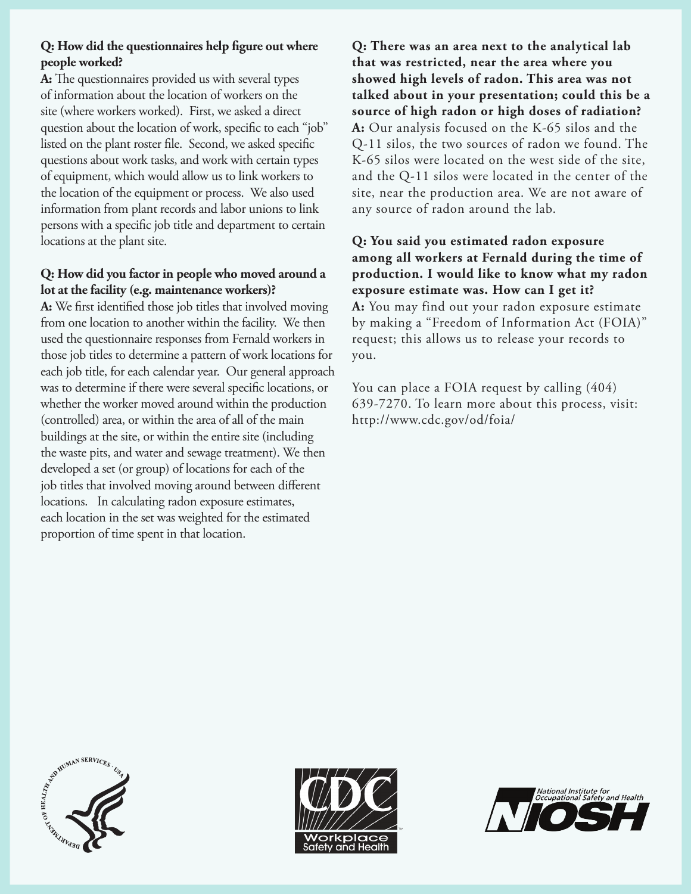**Q: How did the questionnaires help figure out where people worked?**

**A:** The questionnaires provided us with several types of information about the location of workers on the site (where workers worked). First, we asked a direct question about the location of work, specific to each "job" listed on the plant roster file. Second, we asked specific questions about work tasks, and work with certain types of equipment, which would allow us to link workers to the location of the equipment or process. We also used information from plant records and labor unions to link persons with a specific job title and department to certain locations at the plant site.

**Q: How did you factor in people who moved around a lot at the facility (e.g. maintenance workers)?**

**A:** We first identified those job titles that involved moving from one location to another within the facility. We then used the questionnaire responses from Fernald workers in those job titles to determine a pattern of work locations for each job title, for each calendar year. Our general approach was to determine if there were several specific locations, or whether the worker moved around within the production (controlled) area, or within the area of all of the main buildings at the site, or within the entire site (including the waste pits, and water and sewage treatment). We then developed a set (or group) of locations for each of the job titles that involved moving around between different locations. In calculating radon exposure estimates, each location in the set was weighted for the estimated proportion of time spent in that location.

**Q: There was an area next to the analytical lab that was restricted, near the area where you showed high levels of radon. This area was not talked about in your presentation; could this be a source of high radon or high doses of radiation?**

**A:** Our analysis focused on the K-65 silos and the Q-11 silos, the two sources of radon we found. The K-65 silos were located on the west side of the site, and the Q-11 silos were located in the center of the site, near the production area. We are not aware of any source of radon around the lab.

**Q: You said you estimated radon exposure among all workers at Fernald during the time of production. I would like to know what my radon exposure estimate was. How can I get it?**

**A:** You may find out your radon exposure estimate by making a "Freedom of Information Act (FOIA)" request; this allows us to release your records to you.

You can place a FOIA request by calling (404) 639-7270. To learn more about this process, visit: http://www.cdc.gov/od/foia/